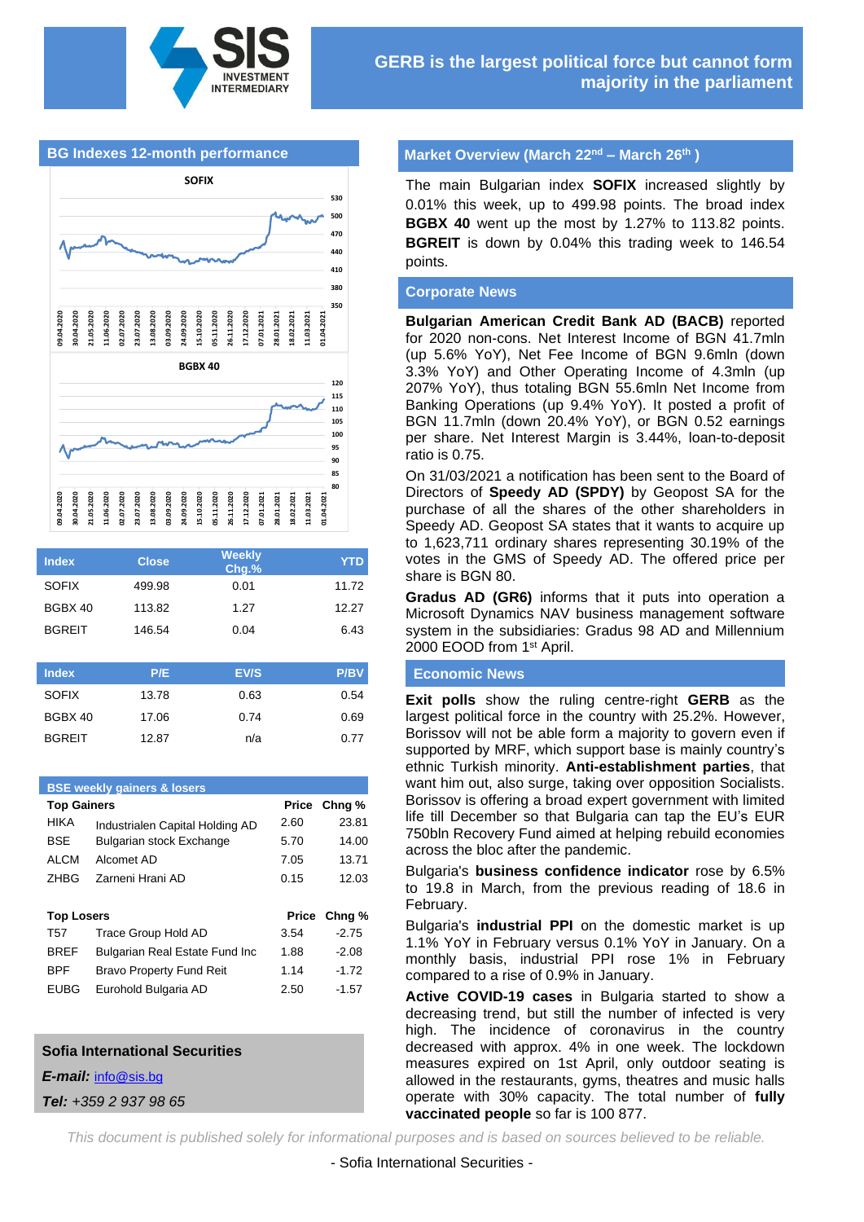# GERB is the largest political force but cannot form majority in the parliament

## BG Indexes 12-month performance

| Index | Close | Weekly Chg.% | YTD |
|---|---|---|---|
| SOFIX | 499.98 | 0.01 | 11.72 |
| BGBX 40 | 113.82 | 1.27 | 12.27 |
| BGREIT | 146.54 | 0.04 | 6.43 |

| Index | P/E | EV/S | P/BV |
|---|---|---|---|
| SOFIX | 13.78 | 0.63 | 0.54 |
| BGBX 40 | 17.06 | 0.74 | 0.69 |
| BGREIT | 12.87 | n/a | 0.77 |

## BSE weekly gainers & losers

| Top Gainers | | Price | Chng % |
|---|---|---|---|
| HIKA | Industrialen Capital Holding AD | 2.60 | 23.81 |
| BSE | Bulgarian stock Exchange | 5.70 | 14.00 |
| ALCM | Alcomet AD | 7.05 | 13.71 |
| ZHBG | Zarneni Hrani AD | 0.15 | 12.03 |

| Top Losers | | Price | Chng % |
|---|---|---|---|
| T57 | Trace Group Hold AD | 3.54 | -2.75 |
| BREF | Bulgarian Real Estate Fund Inc | 1.88 | -2.08 |
| BPF | Bravo Property Fund Reit | 1.14 | -1.72 |
| EUBG | Eurohold Bulgaria AD | 2.50 | -1.57 |

**Sofia International Securities**

***E-mail:*** info@sis.bg

***Tel:*** *+359 2 937 98 65*

## Market Overview (March 22nd – March 26th )

The main Bulgarian index **SOFIX** increased slightly by 0.01% this week, up to 499.98 points. The broad index **BGBX 40** went up the most by 1.27% to 113.82 points. **BGREIT** is down by 0.04% this trading week to 146.54 points.

## Corporate News

**Bulgarian American Credit Bank AD (BACB)** reported for 2020 non-cons. Net Interest Income of BGN 41.7mln (up 5.6% YoY), Net Fee Income of BGN 9.6mln (down 3.3% YoY) and Other Operating Income of BGN 4.3mln (up 207% YoY), thus totaling BGN 55.6mln Net Income from Banking Operations (up 9.4% YoY). It posted a profit of BGN 11.7mln (down 20.4% YoY), or BGN 0.52 earnings per share. Net Interest Margin is 3.44%, loan-to-deposit ratio is 0.75.

On 31/03/2021 a notification has been sent to the Board of Directors of **Speedy AD (SPDY)** by Geopost SA for the purchase of all the shares of the other shareholders in Speedy AD. Geopost SA states that it wants to acquire up to 1,623,711 ordinary shares representing 30.19% of the votes in the GMS of Speedy AD. The offered price per share is BGN 80.

**Gradus AD (GR6)** informs that it puts into operation a Microsoft Dynamics NAV business management software system in the subsidiaries: Gradus 98 AD and Millennium 2000 EOOD from 1st April.

## Economic News

**Exit polls** show the ruling centre-right **GERB** as the largest political force in the country with 25.2%. However, Borissov will not be able form a majority to govern even if supported by MRF, which support base is mainly country's ethnic Turkish minority. **Anti-establishment parties**, that want him out, also surge, taking over opposition Socialists. Borissov is offering a broad expert government with limited life till December so that Bulgaria can tap the EU's EUR 750bln Recovery Fund aimed at helping rebuild economies across the bloc after the pandemic.

Bulgaria's **business confidence indicator** rose by 6.5% to 19.8 in March, from the previous reading of 18.6 in February.

Bulgaria's **industrial PPI** on the domestic market is up 1.1% YoY in February versus 0.1% YoY in January. On a monthly basis, industrial PPI rose 1% in February compared to a rise of 0.9% in January.

**Active COVID-19 cases** in Bulgaria started to show a decreasing trend, but still the number of infected is very high. The incidence of coronavirus in the country decreased with approx. 4% in one week. The lockdown measures expired on 1st April, only outdoor seating is allowed in the restaurants, gyms, theatres and music halls operate with 30% capacity. The total number of **fully vaccinated people** so far is 100 877.

*This document is published solely for informational purposes and is based on sources believed to be reliable.*

- Sofia International Securities -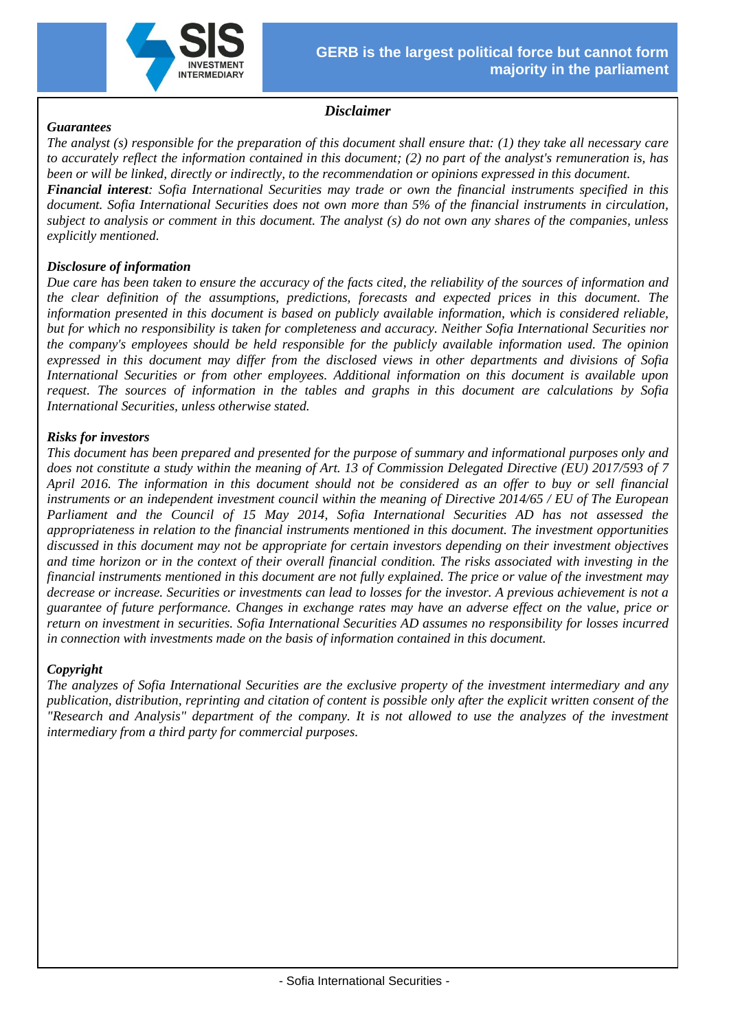## *Disclaimer*

***Guarantees***

*The analyst (s) responsible for the preparation of this document shall ensure that: (1) they take all necessary care to accurately reflect the information contained in this document; (2) no part of the analyst's remuneration is, has been or will be linked, directly or indirectly, to the recommendation or opinions expressed in this document.*

***Financial interest****: Sofia International Securities may trade or own the financial instruments specified in this document. Sofia International Securities does not own more than 5% of the financial instruments in circulation, subject to analysis or comment in this document. The analyst (s) do not own any shares of the companies, unless explicitly mentioned.*

***Disclosure of information***

*Due care has been taken to ensure the accuracy of the facts cited, the reliability of the sources of information and the clear definition of the assumptions, predictions, forecasts and expected prices in this document. The information presented in this document is based on publicly available information, which is considered reliable, but for which no responsibility is taken for completeness and accuracy. Neither Sofia International Securities nor the company's employees should be held responsible for the publicly available information used. The opinion expressed in this document may differ from the disclosed views in other departments and divisions of Sofia International Securities or from other employees. Additional information on this document is available upon request. The sources of information in the tables and graphs in this document are calculations by Sofia International Securities, unless otherwise stated.*

***Risks for investors***

*This document has been prepared and presented for the purpose of summary and informational purposes only and does not constitute a study within the meaning of Art. 13 of Commission Delegated Directive (EU) 2017/593 of 7 April 2016. The information in this document should not be considered as an offer to buy or sell financial instruments or an independent investment council within the meaning of Directive 2014/65 / EU of The European Parliament and the Council of 15 May 2014, Sofia International Securities AD has not assessed the appropriateness in relation to the financial instruments mentioned in this document. The investment opportunities discussed in this document may not be appropriate for certain investors depending on their investment objectives and time horizon or in the context of their overall financial condition. The risks associated with investing in the financial instruments mentioned in this document are not fully explained. The price or value of the investment may decrease or increase. Securities or investments can lead to losses for the investor. A previous achievement is not a guarantee of future performance. Changes in exchange rates may have an adverse effect on the value, price or return on investment in securities. Sofia International Securities AD assumes no responsibility for losses incurred in connection with investments made on the basis of information contained in this document.*

***Copyright***

*The analyzes of Sofia International Securities are the exclusive property of the investment intermediary and any publication, distribution, reprinting and citation of content is possible only after the explicit written consent of the "Research and Analysis" department of the company. It is not allowed to use the analyzes of the investment intermediary from a third party for commercial purposes.*